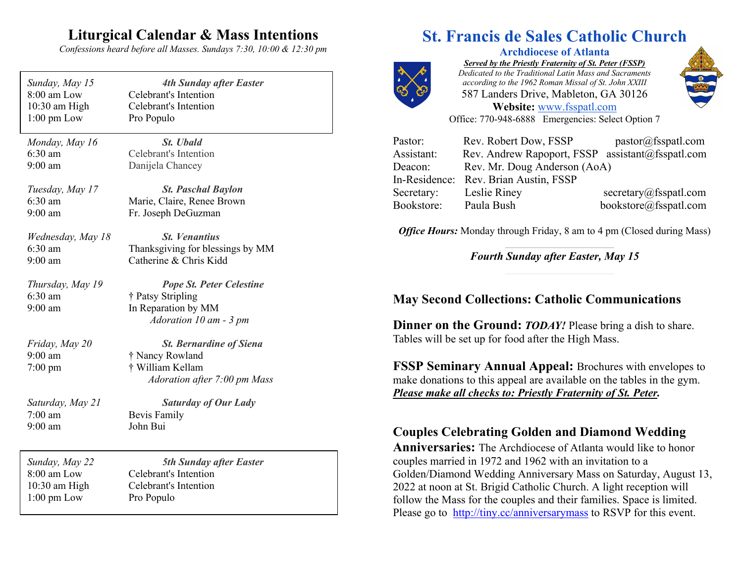## Liturgical Calendar & Mass Intentions

*Confessions heard before all Masses. Sundays 7:30, 10:00 & 12:30 pm*

| *Sunday, May 15* | ***4th Sunday after Easter*** |
|---|---|
| 8:00 am Low | Celebrant's Intention |
| 10:30 am High | Celebrant's Intention |
| 1:00 pm Low | Pro Populo |

| *Monday, May 16* | ***St. Ubald*** |
|---|---|
| 6:30 am | Celebrant's Intention |
| 9:00 am | Danijela Chancey |
| *Tuesday, May 17* | ***St. Paschal Baylon*** |
| 6:30 am | Marie, Claire, Renee Brown |
| 9:00 am | Fr. Joseph DeGuzman |
| *Wednesday, May 18* | ***St. Venantius*** |
| 6:30 am | Thanksgiving for blessings by MM |
| 9:00 am | Catherine & Chris Kidd |
| *Thursday, May 19* | ***Pope St. Peter Celestine*** |
| 6:30 am | † Patsy Stripling |
| 9:00 am | In Reparation by MM |
| | *Adoration 10 am - 3 pm* |
| *Friday, May 20* | ***St. Bernardine of Siena*** |
| 9:00 am | † Nancy Rowland |
| 7:00 pm | † William Kellam |
| | *Adoration after 7:00 pm Mass* |
| *Saturday, May 21* | ***Saturday of Our Lady*** |
| 7:00 am | Bevis Family |
| 9:00 am | John Bui |

| *Sunday, May 22* | ***5th Sunday after Easter*** |
|---|---|
| 8:00 am Low | Celebrant's Intention |
| 10:30 am High | Celebrant's Intention |
| 1:00 pm Low | Pro Populo |

# St. Francis de Sales Catholic Church

### Archdiocese of Atlanta

***Served by the Priestly Fraternity of St. Peter (FSSP)***
*Dedicated to the Traditional Latin Mass and Sacraments according to the 1962 Roman Missal of St. John XXIII*
587 Landers Drive, Mableton, GA 30126
**Website:** www.fsspatl.com
Office: 770-948-6888 Emergencies: Select Option 7

| | | |
|---|---|---|
| Pastor: | Rev. Robert Dow, FSSP | pastor@fsspatl.com |
| Assistant: | Rev. Andrew Rapoport, FSSP | assistant@fsspatl.com |
| Deacon: | Rev. Mr. Doug Anderson (AoA) | |
| In-Residence: | Rev. Brian Austin, FSSP | |
| Secretary: | Leslie Riney | secretary@fsspatl.com |
| Bookstore: | Paula Bush | bookstore@fsspatl.com |

***Office Hours:*** Monday through Friday, 8 am to 4 pm (Closed during Mass)

***Fourth Sunday after Easter, May 15***

## May Second Collections: Catholic Communications

**Dinner on the Ground:** ***TODAY!*** Please bring a dish to share. Tables will be set up for food after the High Mass.

**FSSP Seminary Annual Appeal:** Brochures with envelopes to make donations to this appeal are available on the tables in the gym. ***Please make all checks to: Priestly Fraternity of St. Peter.***

**Couples Celebrating Golden and Diamond Wedding Anniversaries:** The Archdiocese of Atlanta would like to honor couples married in 1972 and 1962 with an invitation to a Golden/Diamond Wedding Anniversary Mass on Saturday, August 13, 2022 at noon at St. Brigid Catholic Church. A light reception will follow the Mass for the couples and their families. Space is limited. Please go to http://tiny.cc/anniversarymass to RSVP for this event.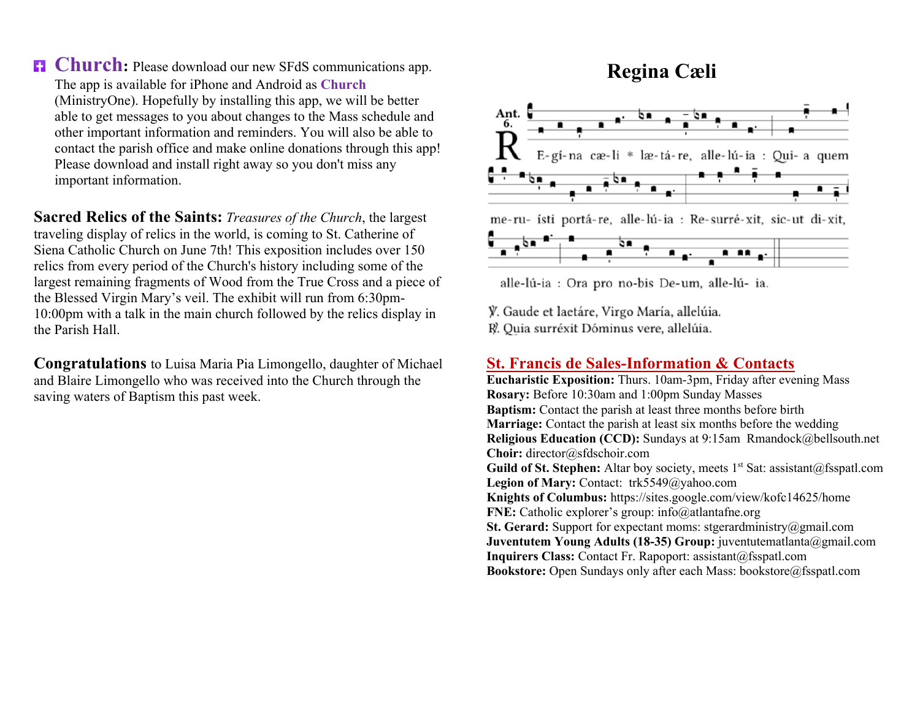**Church:** Please download our new SFdS communications app. The app is available for iPhone and Android as **Church** (MinistryOne). Hopefully by installing this app, we will be better able to get messages to you about changes to the Mass schedule and other important information and reminders. You will also be able to contact the parish office and make online donations through this app! Please download and install right away so you don't miss any important information.

**Sacred Relics of the Saints:** *Treasures of the Church*, the largest traveling display of relics in the world, is coming to St. Catherine of Siena Catholic Church on June 7th! This exposition includes over 150 relics from every period of the Church's history including some of the largest remaining fragments of Wood from the True Cross and a piece of the Blessed Virgin Mary's veil. The exhibit will run from 6:30pm-10:00pm with a talk in the main church followed by the relics display in the Parish Hall.

**Congratulations** to Luisa Maria Pia Limongello, daughter of Michael and Blaire Limongello who was received into the Church through the saving waters of Baptism this past week.

# Regina Cæli

Ant. 6.

Regína cæli * lætáre, allelúia: Quia quem meruísti portáre, allelúia: Resurréxit, sicut dixit, allelúia: Ora pro nobis Deum, allelúia.

℣. Gaude et laetáre, Virgo María, allelúia.
℟. Quia surréxit Dóminus vere, allelúia.

## St. Francis de Sales-Information & Contacts

**Eucharistic Exposition:** Thurs. 10am-3pm, Friday after evening Mass
**Rosary:** Before 10:30am and 1:00pm Sunday Masses
**Baptism:** Contact the parish at least three months before birth
**Marriage:** Contact the parish at least six months before the wedding
**Religious Education (CCD):** Sundays at 9:15am Rmandock@bellsouth.net
**Choir:** director@sfdschoir.com
**Guild of St. Stephen:** Altar boy society, meets 1st Sat: assistant@fsspatl.com
**Legion of Mary:** Contact: trk5549@yahoo.com
**Knights of Columbus:** https://sites.google.com/view/kofc14625/home
**FNE:** Catholic explorer's group: info@atlantafne.org
**St. Gerard:** Support for expectant moms: stgerardministry@gmail.com
**Juventutem Young Adults (18-35) Group:** juventutematlanta@gmail.com
**Inquirers Class:** Contact Fr. Rapoport: assistant@fsspatl.com
**Bookstore:** Open Sundays only after each Mass: bookstore@fsspatl.com